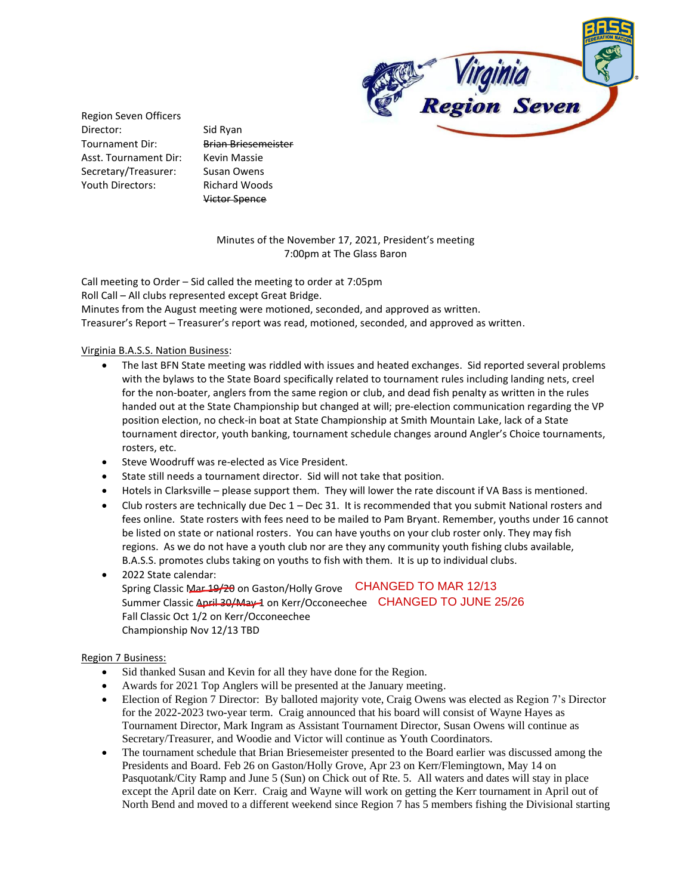Region Seven Officers

| | |
|---|---|
| Director: | Sid Ryan |
| Tournament Dir: | ~~Brian Briesemeister~~ |
| Asst. Tournament Dir: | Kevin Massie |
| Secretary/Treasurer: | Susan Owens |
| Youth Directors: | Richard Woods |
| | ~~Victor Spence~~ |

Minutes of the November 17, 2021, President's meeting
7:00pm at The Glass Baron

Call meeting to Order – Sid called the meeting to order at 7:05pm
Roll Call – All clubs represented except Great Bridge.
Minutes from the August meeting were motioned, seconded, and approved as written.
Treasurer's Report – Treasurer's report was read, motioned, seconded, and approved as written.

<u>Virginia B.A.S.S. Nation Business</u>:

- The last BFN State meeting was riddled with issues and heated exchanges. Sid reported several problems with the bylaws to the State Board specifically related to tournament rules including landing nets, creel for the non-boater, anglers from the same region or club, and dead fish penalty as written in the rules handed out at the State Championship but changed at will; pre-election communication regarding the VP position election, no check-in boat at State Championship at Smith Mountain Lake, lack of a State tournament director, youth banking, tournament schedule changes around Angler's Choice tournaments, rosters, etc.
- Steve Woodruff was re-elected as Vice President.
- State still needs a tournament director. Sid will not take that position.
- Hotels in Clarksville – please support them. They will lower the rate discount if VA Bass is mentioned.
- Club rosters are technically due Dec 1 – Dec 31. It is recommended that you submit National rosters and fees online. State rosters with fees need to be mailed to Pam Bryant. Remember, youths under 16 cannot be listed on state or national rosters. You can have youths on your club roster only. They may fish regions. As we do not have a youth club nor are they any community youth fishing clubs available, B.A.S.S. promotes clubs taking on youths to fish with them. It is up to individual clubs.
- 2022 State calendar:
  Spring Classic ~~Mar 19/20~~ on Gaston/Holly Grove CHANGED TO MAR 12/13
  Summer Classic ~~April 30/May 1~~ on Kerr/Occoneechee CHANGED TO JUNE 25/26
  Fall Classic Oct 1/2 on Kerr/Occoneechee
  Championship Nov 12/13 TBD

<u>Region 7 Business:</u>

- Sid thanked Susan and Kevin for all they have done for the Region.
- Awards for 2021 Top Anglers will be presented at the January meeting.
- Election of Region 7 Director: By balloted majority vote, Craig Owens was elected as Region 7's Director for the 2022-2023 two-year term. Craig announced that his board will consist of Wayne Hayes as Tournament Director, Mark Ingram as Assistant Tournament Director, Susan Owens will continue as Secretary/Treasurer, and Woodie and Victor will continue as Youth Coordinators.
- The tournament schedule that Brian Briesemeister presented to the Board earlier was discussed among the Presidents and Board. Feb 26 on Gaston/Holly Grove, Apr 23 on Kerr/Flemingtown, May 14 on Pasquotank/City Ramp and June 5 (Sun) on Chick out of Rte. 5. All waters and dates will stay in place except the April date on Kerr. Craig and Wayne will work on getting the Kerr tournament in April out of North Bend and moved to a different weekend since Region 7 has 5 members fishing the Divisional starting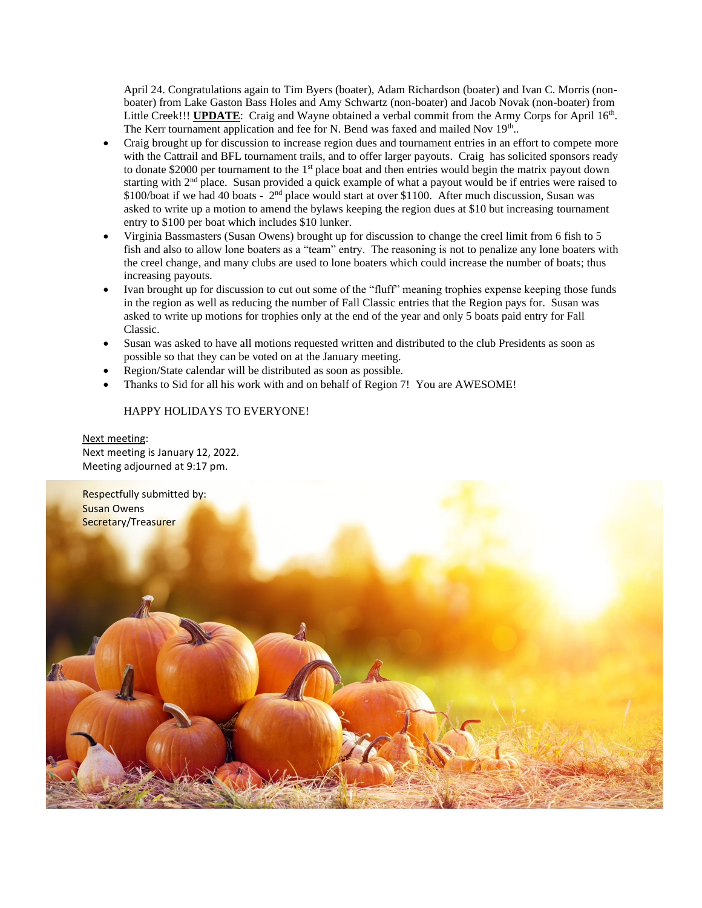April 24. Congratulations again to Tim Byers (boater), Adam Richardson (boater) and Ivan C. Morris (non-boater) from Lake Gaston Bass Holes and Amy Schwartz (non-boater) and Jacob Novak (non-boater) from Little Creek!!! **UPDATE**: Craig and Wayne obtained a verbal commit from the Army Corps for April 16th. The Kerr tournament application and fee for N. Bend was faxed and mailed Nov 19th..

- Craig brought up for discussion to increase region dues and tournament entries in an effort to compete more with the Cattrail and BFL tournament trails, and to offer larger payouts. Craig has solicited sponsors ready to donate $2000 per tournament to the 1st place boat and then entries would begin the matrix payout down starting with 2nd place. Susan provided a quick example of what a payout would be if entries were raised to $100/boat if we had 40 boats - 2nd place would start at over $1100. After much discussion, Susan was asked to write up a motion to amend the bylaws keeping the region dues at $10 but increasing tournament entry to $100 per boat which includes $10 lunker.
- Virginia Bassmasters (Susan Owens) brought up for discussion to change the creel limit from 6 fish to 5 fish and also to allow lone boaters as a "team" entry. The reasoning is not to penalize any lone boaters with the creel change, and many clubs are used to lone boaters which could increase the number of boats; thus increasing payouts.
- Ivan brought up for discussion to cut out some of the "fluff" meaning trophies expense keeping those funds in the region as well as reducing the number of Fall Classic entries that the Region pays for. Susan was asked to write up motions for trophies only at the end of the year and only 5 boats paid entry for Fall Classic.
- Susan was asked to have all motions requested written and distributed to the club Presidents as soon as possible so that they can be voted on at the January meeting.
- Region/State calendar will be distributed as soon as possible.
- Thanks to Sid for all his work with and on behalf of Region 7! You are AWESOME!

HAPPY HOLIDAYS TO EVERYONE!

Next meeting:
Next meeting is January 12, 2022.
Meeting adjourned at 9:17 pm.

Respectfully submitted by:
Susan Owens
Secretary/Treasurer